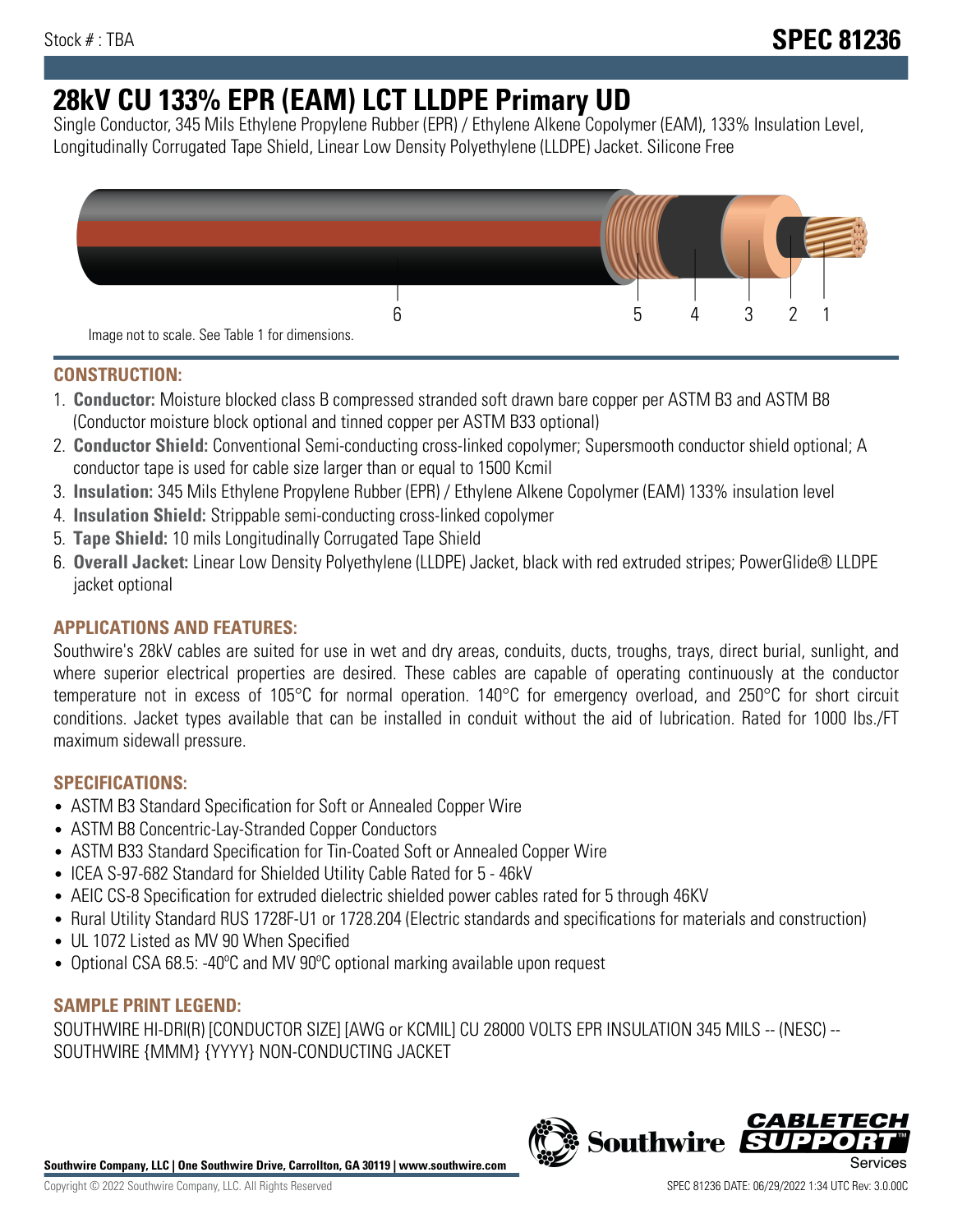Stock # : TBA

**SPEC 81236**

# 28kV CU 133% EPR (EAM) LCT LLDPE Primary UD

Single Conductor, 345 Mils Ethylene Propylene Rubber (EPR) / Ethylene Alkene Copolymer (EAM), 133% Insulation Level, Longitudinally Corrugated Tape Shield, Linear Low Density Polyethylene (LLDPE) Jacket. Silicone Free

6 5 4 3 2 1

Image not to scale. See Table 1 for dimensions.

## CONSTRUCTION:

1. **Conductor:** Moisture blocked class B compressed stranded soft drawn bare copper per ASTM B3 and ASTM B8 (Conductor moisture block optional and tinned copper per ASTM B33 optional)
2. **Conductor Shield:** Conventional Semi-conducting cross-linked copolymer; Supersmooth conductor shield optional; A conductor tape is used for cable size larger than or equal to 1500 Kcmil
3. **Insulation:** 345 Mils Ethylene Propylene Rubber (EPR) / Ethylene Alkene Copolymer (EAM) 133% insulation level
4. **Insulation Shield:** Strippable semi-conducting cross-linked copolymer
5. **Tape Shield:** 10 mils Longitudinally Corrugated Tape Shield
6. **Overall Jacket:** Linear Low Density Polyethylene (LLDPE) Jacket, black with red extruded stripes; PowerGlide® LLDPE jacket optional

## APPLICATIONS AND FEATURES:

Southwire's 28kV cables are suited for use in wet and dry areas, conduits, ducts, troughs, trays, direct burial, sunlight, and where superior electrical properties are desired. These cables are capable of operating continuously at the conductor temperature not in excess of 105°C for normal operation. 140°C for emergency overload, and 250°C for short circuit conditions. Jacket types available that can be installed in conduit without the aid of lubrication. Rated for 1000 lbs./FT maximum sidewall pressure.

## SPECIFICATIONS:

- ASTM B3 Standard Specification for Soft or Annealed Copper Wire
- ASTM B8 Concentric-Lay-Stranded Copper Conductors
- ASTM B33 Standard Specification for Tin-Coated Soft or Annealed Copper Wire
- ICEA S-97-682 Standard for Shielded Utility Cable Rated for 5 - 46kV
- AEIC CS-8 Specification for extruded dielectric shielded power cables rated for 5 through 46KV
- Rural Utility Standard RUS 1728F-U1 or 1728.204 (Electric standards and specifications for materials and construction)
- UL 1072 Listed as MV 90 When Specified
- Optional CSA 68.5: -40ºC and MV 90ºC optional marking available upon request

## SAMPLE PRINT LEGEND:

SOUTHWIRE HI-DRI(R) [CONDUCTOR SIZE] [AWG or KCMIL] CU 28000 VOLTS EPR INSULATION 345 MILS -- (NESC) -- SOUTHWIRE {MMM} {YYYY} NON-CONDUCTING JACKET

**Southwire Company, LLC | One Southwire Drive, Carrollton, GA 30119 | www.southwire.com**

Copyright © 2022 Southwire Company, LLC. All Rights Reserved

SPEC 81236 DATE: 06/29/2022 1:34 UTC Rev: 3.0.00C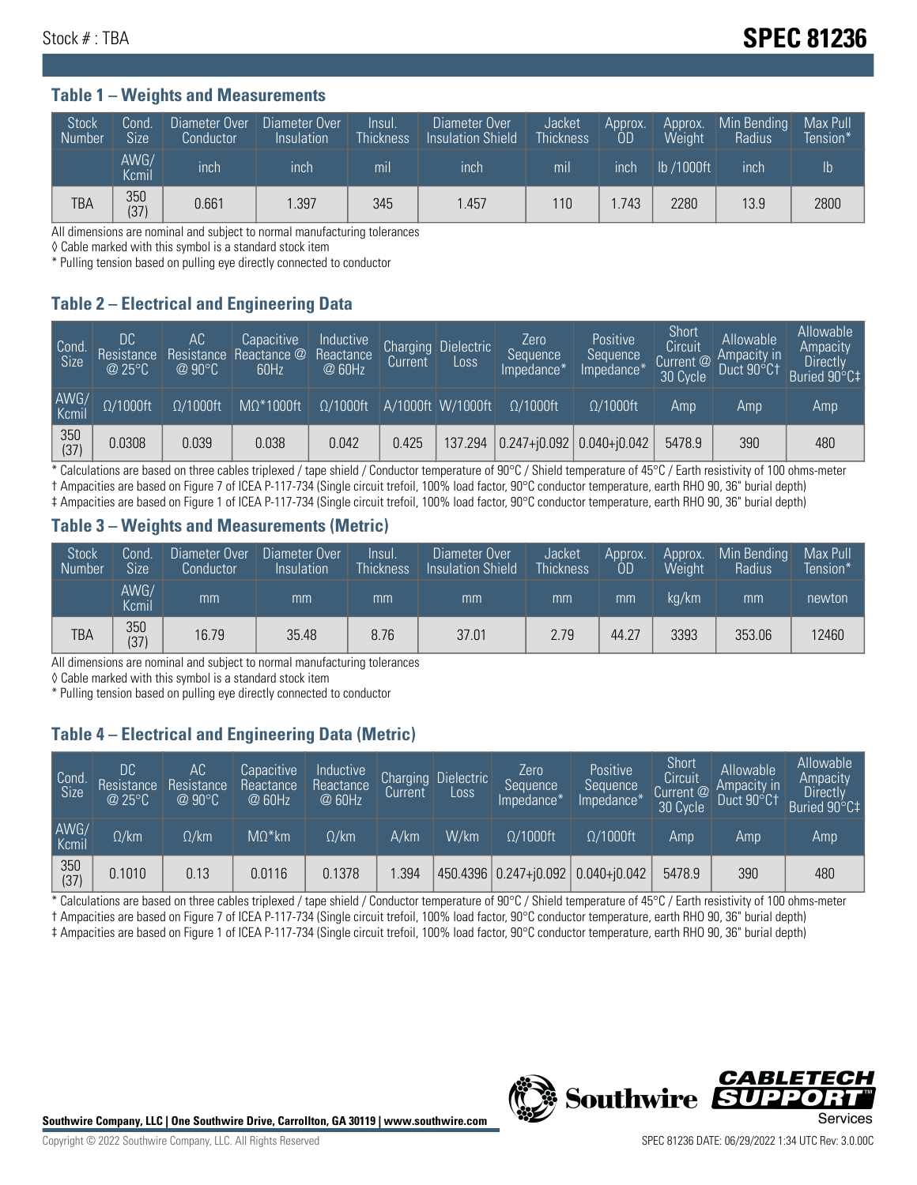Stock # : TBA

# SPEC 81236

### Table 1 – Weights and Measurements

| Stock Number | Cond. Size | Diameter Over Conductor | Diameter Over Insulation | Insul. Thickness | Diameter Over Insulation Shield | Jacket Thickness | Approx. OD | Approx. Weight | Min Bending Radius | Max Pull Tension* |
|---|---|---|---|---|---|---|---|---|---|---|
| | AWG/ Kcmil | inch | inch | mil | inch | mil | inch | lb /1000ft | inch | lb |
| TBA | 350 (37) | 0.661 | 1.397 | 345 | 1.457 | 110 | 1.743 | 2280 | 13.9 | 2800 |

All dimensions are nominal and subject to normal manufacturing tolerances
◊ Cable marked with this symbol is a standard stock item
* Pulling tension based on pulling eye directly connected to conductor

### Table 2 – Electrical and Engineering Data

| Cond. Size | DC Resistance @ 25°C | AC Resistance @ 90°C | Capacitive Reactance @ 60Hz | Inductive Reactance @ 60Hz | Charging Current | Dielectric Loss | Zero Sequence Impedance* | Positive Sequence Impedance* | Short Circuit Current @ 30 Cycle | Allowable Ampacity in Duct 90°C† | Allowable Ampacity Directly Buried 90°C‡ |
|---|---|---|---|---|---|---|---|---|---|---|---|
| AWG/ Kcmil | Ω/1000ft | Ω/1000ft | MΩ*1000ft | Ω/1000ft | A/1000ft | W/1000ft | Ω/1000ft | Ω/1000ft | Amp | Amp | Amp |
| 350 (37) | 0.0308 | 0.039 | 0.038 | 0.042 | 0.425 | 137.294 | 0.247+j0.092 | 0.040+j0.042 | 5478.9 | 390 | 480 |

* Calculations are based on three cables triplexed / tape shield / Conductor temperature of 90°C / Shield temperature of 45°C / Earth resistivity of 100 ohms-meter
† Ampacities are based on Figure 7 of ICEA P-117-734 (Single circuit trefoil, 100% load factor, 90°C conductor temperature, earth RHO 90, 36" burial depth)
‡ Ampacities are based on Figure 1 of ICEA P-117-734 (Single circuit trefoil, 100% load factor, 90°C conductor temperature, earth RHO 90, 36" burial depth)

### Table 3 – Weights and Measurements (Metric)

| Stock Number | Cond. Size | Diameter Over Conductor | Diameter Over Insulation | Insul. Thickness | Diameter Over Insulation Shield | Jacket Thickness | Approx. OD | Approx. Weight | Min Bending Radius | Max Pull Tension* |
|---|---|---|---|---|---|---|---|---|---|---|
| | AWG/ Kcmil | mm | mm | mm | mm | mm | mm | kg/km | mm | newton |
| TBA | 350 (37) | 16.79 | 35.48 | 8.76 | 37.01 | 2.79 | 44.27 | 3393 | 353.06 | 12460 |

All dimensions are nominal and subject to normal manufacturing tolerances
◊ Cable marked with this symbol is a standard stock item
* Pulling tension based on pulling eye directly connected to conductor

### Table 4 – Electrical and Engineering Data (Metric)

| Cond. Size | DC Resistance @ 25°C | AC Resistance @ 90°C | Capacitive Reactance @ 60Hz | Inductive Reactance @ 60Hz | Charging Current | Dielectric Loss | Zero Sequence Impedance* | Positive Sequence Impedance* | Short Circuit Current @ 30 Cycle | Allowable Ampacity in Duct 90°C† | Allowable Ampacity Directly Buried 90°C‡ |
|---|---|---|---|---|---|---|---|---|---|---|---|
| AWG/ Kcmil | Ω/km | Ω/km | MΩ*km | Ω/km | A/km | W/km | Ω/1000ft | Ω/1000ft | Amp | Amp | Amp |
| 350 (37) | 0.1010 | 0.13 | 0.0116 | 0.1378 | 1.394 | 450.4396 | 0.247+j0.092 | 0.040+j0.042 | 5478.9 | 390 | 480 |

* Calculations are based on three cables triplexed / tape shield / Conductor temperature of 90°C / Shield temperature of 45°C / Earth resistivity of 100 ohms-meter
† Ampacities are based on Figure 7 of ICEA P-117-734 (Single circuit trefoil, 100% load factor, 90°C conductor temperature, earth RHO 90, 36" burial depth)
‡ Ampacities are based on Figure 1 of ICEA P-117-734 (Single circuit trefoil, 100% load factor, 90°C conductor temperature, earth RHO 90, 36" burial depth)

**Southwire Company, LLC | One Southwire Drive, Carrollton, GA 30119 | www.southwire.com**

Copyright © 2022 Southwire Company, LLC. All Rights Reserved

SPEC 81236 DATE: 06/29/2022 1:34 UTC Rev: 3.0.00C